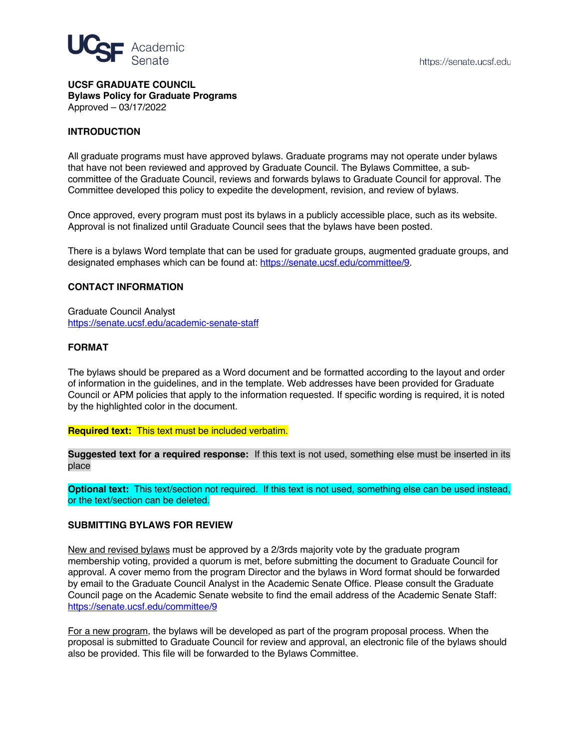**UCSF GRADUATE COUNCIL**
**Bylaws Policy for Graduate Programs**
Approved – 03/17/2022

## INTRODUCTION

All graduate programs must have approved bylaws. Graduate programs may not operate under bylaws that have not been reviewed and approved by Graduate Council. The Bylaws Committee, a sub-committee of the Graduate Council, reviews and forwards bylaws to Graduate Council for approval. The Committee developed this policy to expedite the development, revision, and review of bylaws.

Once approved, every program must post its bylaws in a publicly accessible place, such as its website. Approval is not finalized until Graduate Council sees that the bylaws have been posted.

There is a bylaws Word template that can be used for graduate groups, augmented graduate groups, and designated emphases which can be found at: https://senate.ucsf.edu/committee/9.

## CONTACT INFORMATION

Graduate Council Analyst
https://senate.ucsf.edu/academic-senate-staff

## FORMAT

The bylaws should be prepared as a Word document and be formatted according to the layout and order of information in the guidelines, and in the template. Web addresses have been provided for Graduate Council or APM policies that apply to the information requested. If specific wording is required, it is noted by the highlighted color in the document.

**Required text:** This text must be included verbatim.

**Suggested text for a required response:** If this text is not used, something else must be inserted in its place

**Optional text:** This text/section not required. If this text is not used, something else can be used instead, or the text/section can be deleted.

## SUBMITTING BYLAWS FOR REVIEW

New and revised bylaws must be approved by a 2/3rds majority vote by the graduate program membership voting, provided a quorum is met, before submitting the document to Graduate Council for approval. A cover memo from the program Director and the bylaws in Word format should be forwarded by email to the Graduate Council Analyst in the Academic Senate Office. Please consult the Graduate Council page on the Academic Senate website to find the email address of the Academic Senate Staff: https://senate.ucsf.edu/committee/9

For a new program, the bylaws will be developed as part of the program proposal process. When the proposal is submitted to Graduate Council for review and approval, an electronic file of the bylaws should also be provided. This file will be forwarded to the Bylaws Committee.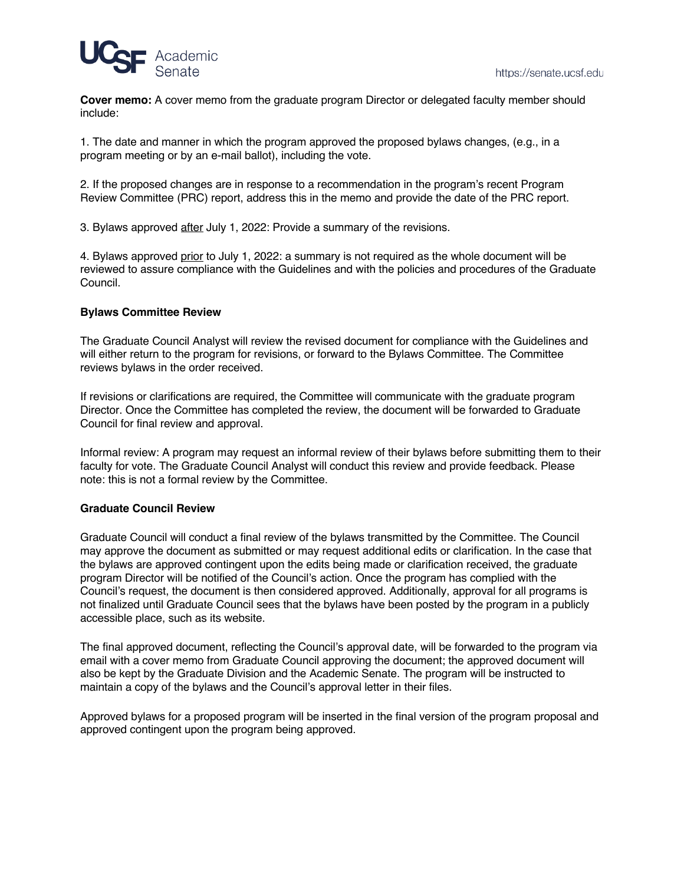**Cover memo:** A cover memo from the graduate program Director or delegated faculty member should include:

1. The date and manner in which the program approved the proposed bylaws changes, (e.g., in a program meeting or by an e-mail ballot), including the vote.

2. If the proposed changes are in response to a recommendation in the program's recent Program Review Committee (PRC) report, address this in the memo and provide the date of the PRC report.

3. Bylaws approved <u>after</u> July 1, 2022: Provide a summary of the revisions.

4. Bylaws approved <u>prior</u> to July 1, 2022: a summary is not required as the whole document will be reviewed to assure compliance with the Guidelines and with the policies and procedures of the Graduate Council.

**Bylaws Committee Review**

The Graduate Council Analyst will review the revised document for compliance with the Guidelines and will either return to the program for revisions, or forward to the Bylaws Committee. The Committee reviews bylaws in the order received.

If revisions or clarifications are required, the Committee will communicate with the graduate program Director. Once the Committee has completed the review, the document will be forwarded to Graduate Council for final review and approval.

Informal review: A program may request an informal review of their bylaws before submitting them to their faculty for vote. The Graduate Council Analyst will conduct this review and provide feedback. Please note: this is not a formal review by the Committee.

**Graduate Council Review**

Graduate Council will conduct a final review of the bylaws transmitted by the Committee. The Council may approve the document as submitted or may request additional edits or clarification. In the case that the bylaws are approved contingent upon the edits being made or clarification received, the graduate program Director will be notified of the Council's action. Once the program has complied with the Council's request, the document is then considered approved. Additionally, approval for all programs is not finalized until Graduate Council sees that the bylaws have been posted by the program in a publicly accessible place, such as its website.

The final approved document, reflecting the Council's approval date, will be forwarded to the program via email with a cover memo from Graduate Council approving the document; the approved document will also be kept by the Graduate Division and the Academic Senate. The program will be instructed to maintain a copy of the bylaws and the Council's approval letter in their files.

Approved bylaws for a proposed program will be inserted in the final version of the program proposal and approved contingent upon the program being approved.